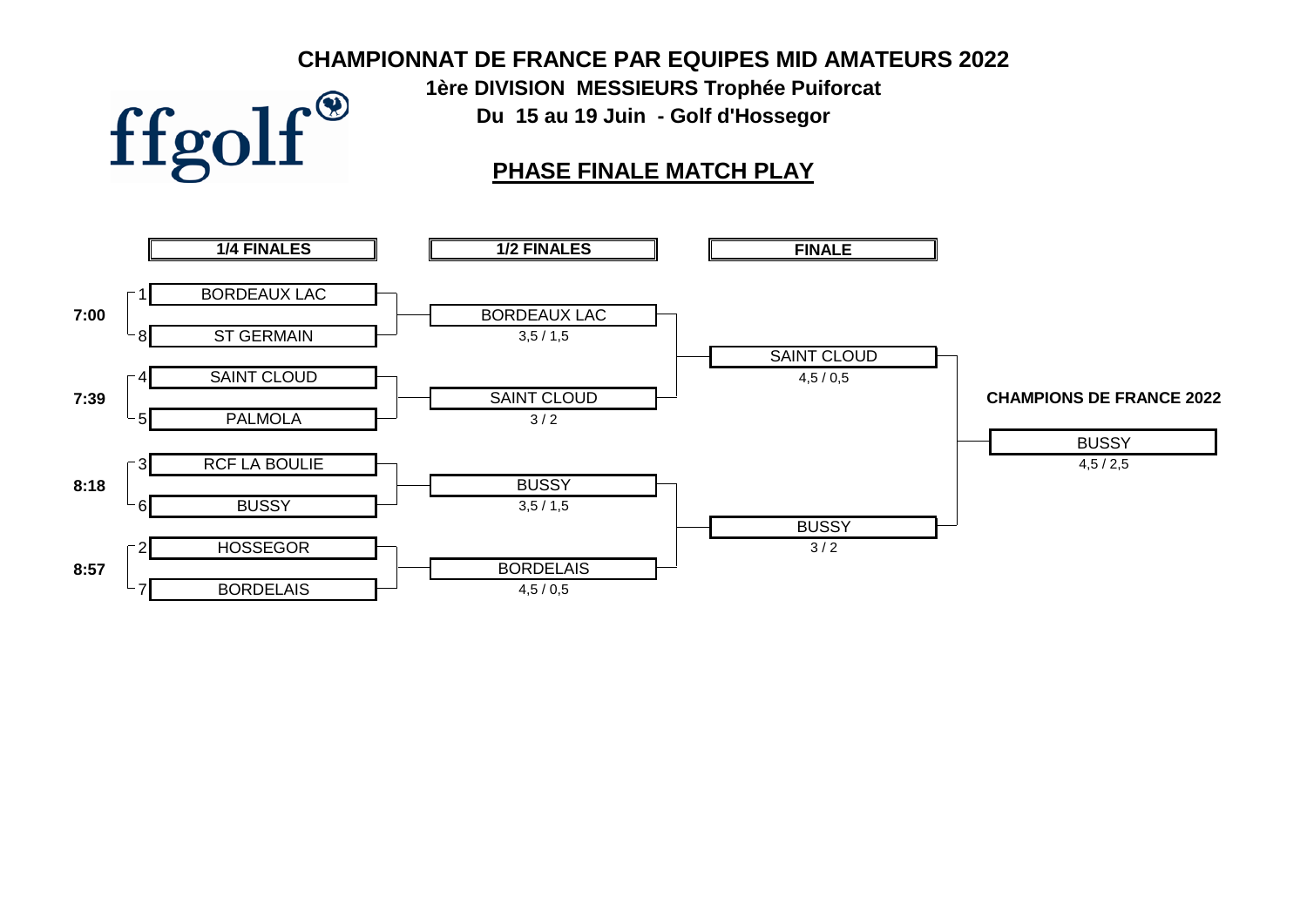# CHAMPIONNAT DE FRANCE PAR EQUIPES MID AMATEURS 2022

**1ère DIVISION MESSIEURS Trophée Puiforcat**

**Du 15 au 19 Juin - Golf d'Hossegor**

ffgolf

## PHASE FINALE MATCH PLAY

### 1/4 FINALES

| Heure | Seed | Équipe |
|---|---|---|
| 7:00 | 1 | BORDEAUX LAC |
| | 8 | ST GERMAIN |
| 7:39 | 4 | SAINT CLOUD |
| | 5 | PALMOLA |
| 8:18 | 3 | RCF LA BOULIE |
| | 6 | BUSSY |
| 8:57 | 2 | HOSSEGOR |
| | 7 | BORDELAIS |

### 1/2 FINALES

| Équipe | Score |
|---|---|
| BORDEAUX LAC | 3,5 / 1,5 |
| SAINT CLOUD | 3 / 2 |
| BUSSY | 3,5 / 1,5 |
| BORDELAIS | 4,5 / 0,5 |

### FINALE

| Équipe | Score |
|---|---|
| SAINT CLOUD | 4,5 / 0,5 |
| BUSSY | 3 / 2 |

**CHAMPIONS DE FRANCE 2022**

BUSSY

4,5 / 2,5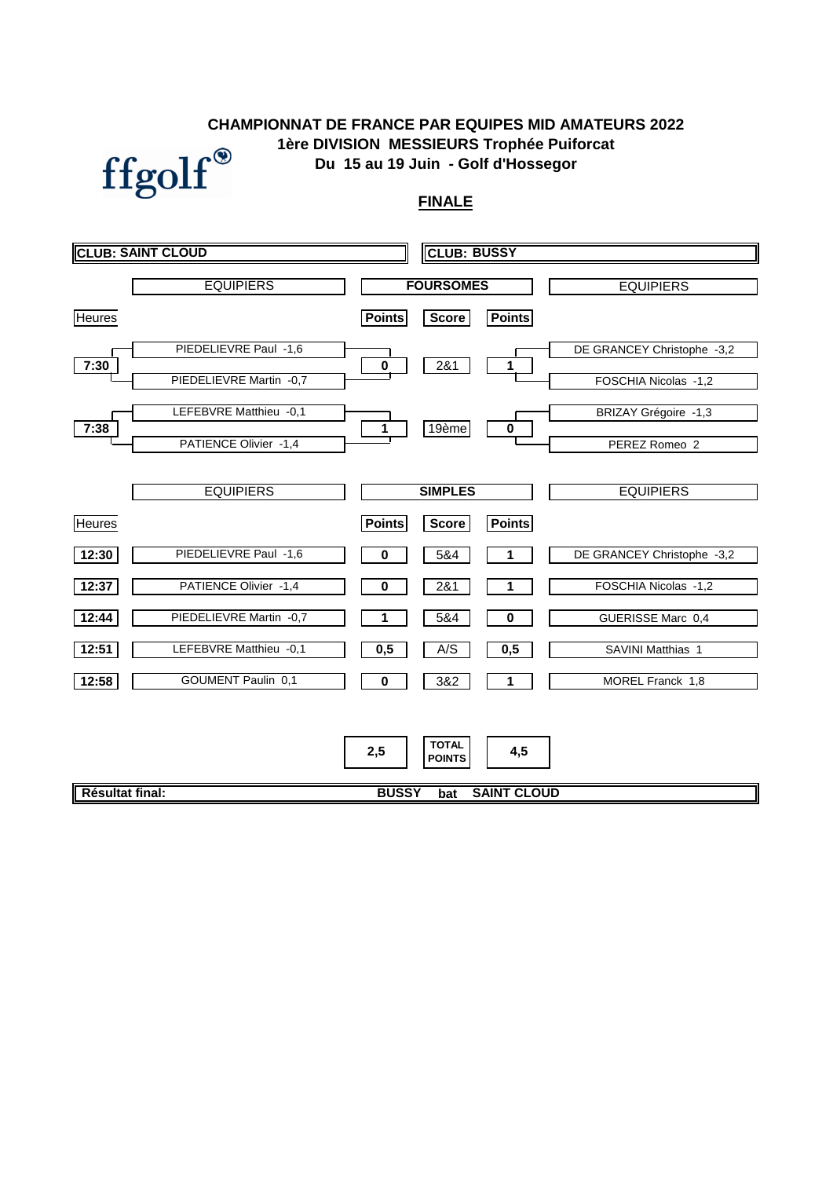ffgolf

# CHAMPIONNAT DE FRANCE PAR EQUIPES MID AMATEURS 2022

## 1ère DIVISION MESSIEURS Trophée Puiforcat

**Du 15 au 19 Juin - Golf d'Hossegor**

## FINALE

| CLUB: SAINT CLOUD | | | | | CLUB: BUSSY |
|---|---|---|---|---|---|
| | **EQUIPIERS** | | **FOURSOMES** | | **EQUIPIERS** |
| Heures | | **Points** | **Score** | **Points** | |
| 7:30 | PIEDELIEVRE Paul -1,6 / PIEDELIEVRE Martin -0,7 | 0 | 2&1 | 1 | DE GRANCEY Christophe -3,2 / FOSCHIA Nicolas -1,2 |
| 7:38 | LEFEBVRE Matthieu -0,1 / PATIENCE Olivier -1,4 | 1 | 19ème | 0 | BRIZAY Grégoire -1,3 / PEREZ Romeo 2 |

| | EQUIPIERS | | SIMPLES | | EQUIPIERS |
|---|---|---|---|---|---|
| Heures | | **Points** | **Score** | **Points** | |
| 12:30 | PIEDELIEVRE Paul -1,6 | 0 | 5&4 | 1 | DE GRANCEY Christophe -3,2 |
| 12:37 | PATIENCE Olivier -1,4 | 0 | 2&1 | 1 | FOSCHIA Nicolas -1,2 |
| 12:44 | PIEDELIEVRE Martin -0,7 | 1 | 5&4 | 0 | GUERISSE Marc 0,4 |
| 12:51 | LEFEBVRE Matthieu -0,1 | 0,5 | A/S | 0,5 | SAVINI Matthias 1 |
| 12:58 | GOUMENT Paulin 0,1 | 0 | 3&2 | 1 | MOREL Franck 1,8 |

| 2,5 | TOTAL POINTS | 4,5 |
|---|---|---|

**Résultat final:** **BUSSY** bat **SAINT CLOUD**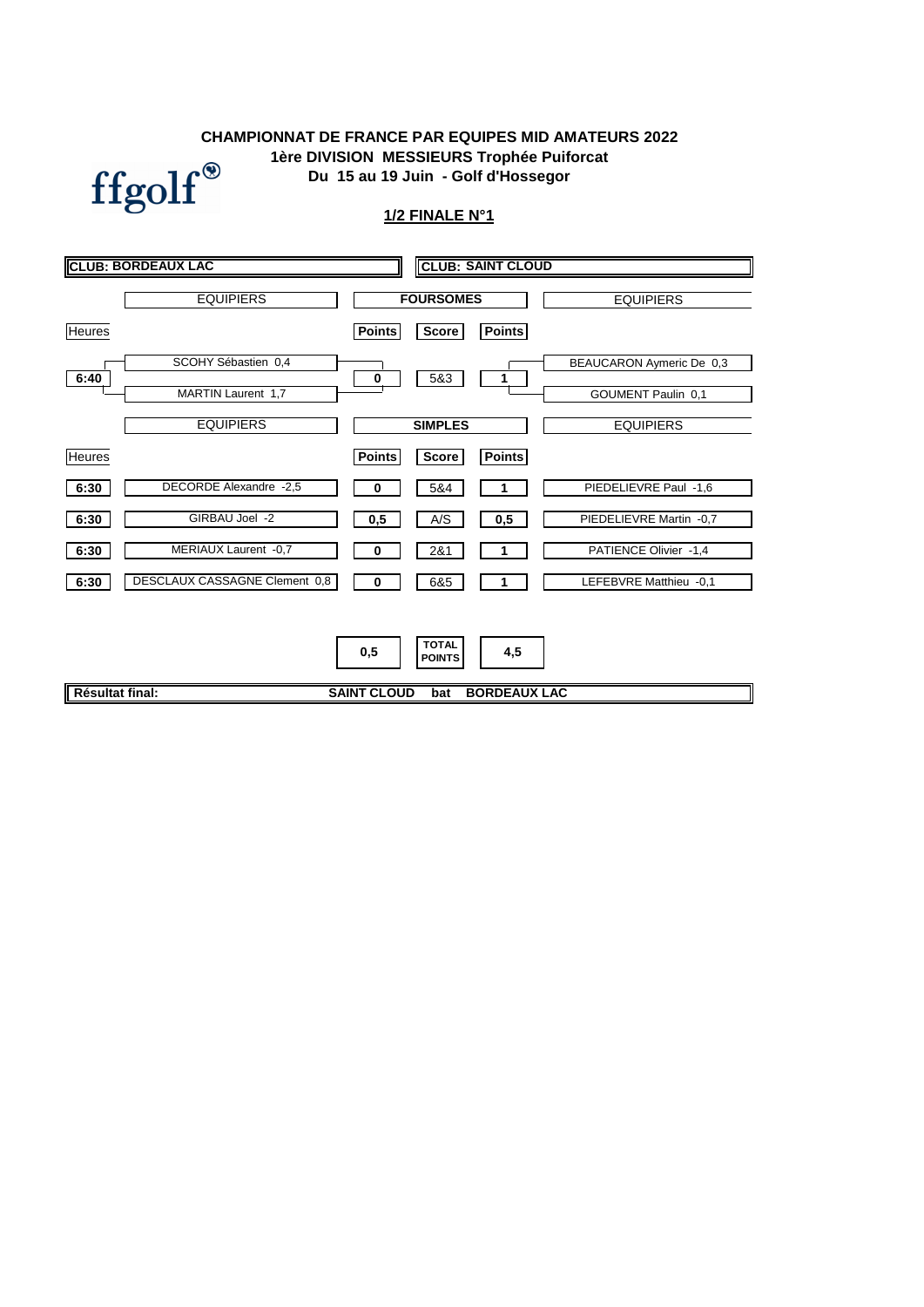ffgolf

**CHAMPIONNAT DE FRANCE PAR EQUIPES MID AMATEURS 2022**
**1ère DIVISION MESSIEURS Trophée Puiforcat**
**Du 15 au 19 Juin - Golf d'Hossegor**

## 1/2 FINALE N°1

| **CLUB: BORDEAUX LAC** | | | | | **CLUB: SAINT CLOUD** |
|---|---|---|---|---|---|
| | EQUIPIERS | **FOURSOMES** | | | EQUIPIERS |
| Heures | | **Points** | **Score** | **Points** | |
| **6:40** | SCOHY Sébastien 0,4 / MARTIN Laurent 1,7 | **0** | 5&3 | **1** | BEAUCARON Aymeric De 0,3 / GOUMENT Paulin 0,1 |

| | EQUIPIERS | **SIMPLES** | | | EQUIPIERS |
|---|---|---|---|---|---|
| Heures | | **Points** | **Score** | **Points** | |
| **6:30** | DECORDE Alexandre -2,5 | **0** | 5&4 | **1** | PIEDELIEVRE Paul -1,6 |
| **6:30** | GIRBAU Joel -2 | **0,5** | A/S | **0,5** | PIEDELIEVRE Martin -0,7 |
| **6:30** | MERIAUX Laurent -0,7 | **0** | 2&1 | **1** | PATIENCE Olivier -1,4 |
| **6:30** | DESCLAUX CASSAGNE Clement 0,8 | **0** | 6&5 | **1** | LEFEBVRE Matthieu -0,1 |
| | | **0,5** | **TOTAL POINTS** | **4,5** | |

**Résultat final:** **SAINT CLOUD bat BORDEAUX LAC**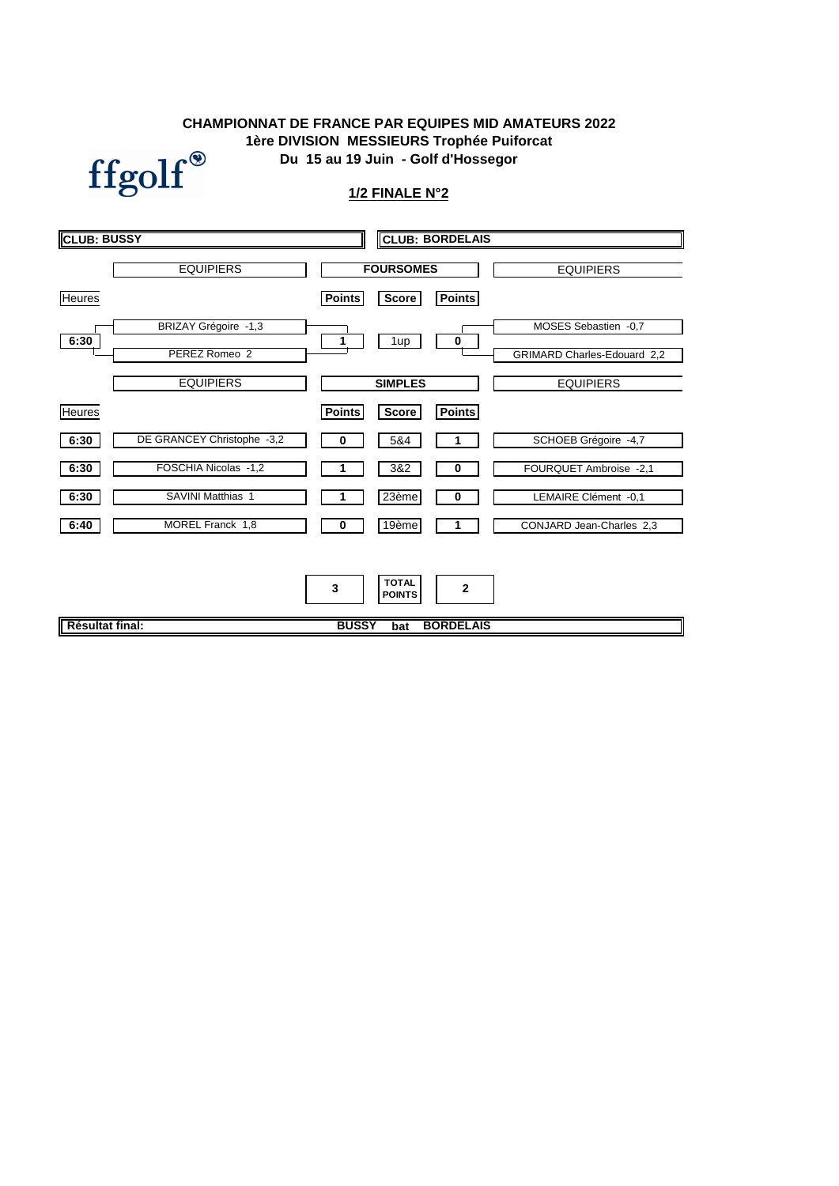**CHAMPIONNAT DE FRANCE PAR EQUIPES MID AMATEURS 2022**
**1ère DIVISION MESSIEURS Trophée Puiforcat**
**Du 15 au 19 Juin - Golf d'Hossegor**

## 1/2 FINALE N°2

| CLUB: BUSSY | | | | | CLUB: BORDELAIS |
|---|---|---|---|---|---|
| | EQUIPIERS | | FOURSOMES | | EQUIPIERS |
| Heures | | Points | Score | Points | |
| 6:30 | BRIZAY Grégoire -1,3 / PEREZ Romeo 2 | 1 | 1up | 0 | MOSES Sebastien -0,7 / GRIMARD Charles-Edouard 2,2 |
| | EQUIPIERS | | SIMPLES | | EQUIPIERS |
| Heures | | Points | Score | Points | |
| 6:30 | DE GRANCEY Christophe -3,2 | 0 | 5&4 | 1 | SCHOEB Grégoire -4,7 |
| 6:30 | FOSCHIA Nicolas -1,2 | 1 | 3&2 | 0 | FOURQUET Ambroise -2,1 |
| 6:30 | SAVINI Matthias 1 | 1 | 23ème | 0 | LEMAIRE Clément -0,1 |
| 6:40 | MOREL Franck 1,8 | 0 | 19ème | 1 | CONJARD Jean-Charles 2,3 |
| | | 3 | TOTAL POINTS | 2 | |

**Résultat final:** **BUSSY bat BORDELAIS**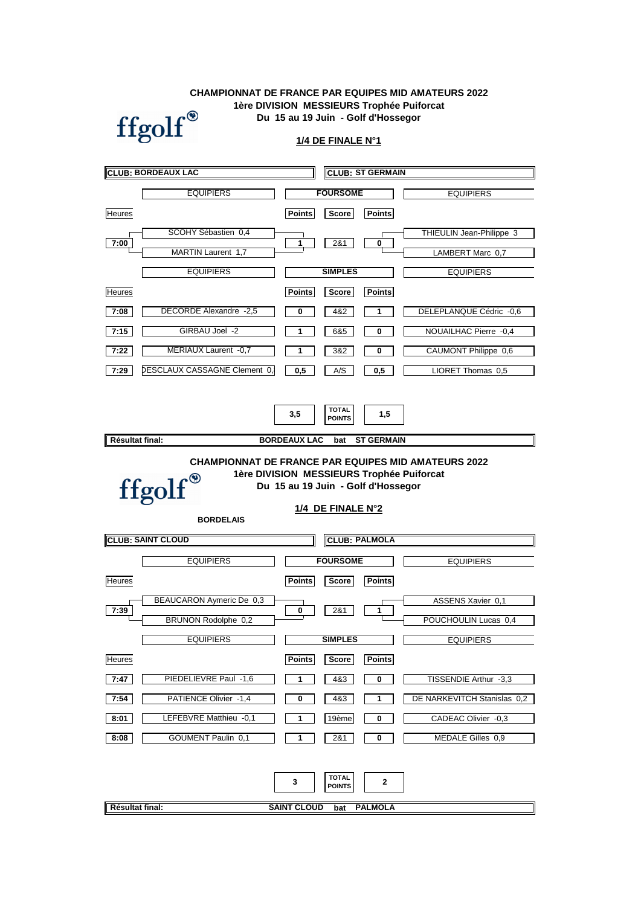**CHAMPIONNAT DE FRANCE PAR EQUIPES MID AMATEURS 2022**
**1ère DIVISION MESSIEURS Trophée Puiforcat**
**Du 15 au 19 Juin - Golf d'Hossegor**

ffgolf

## 1/4 DE FINALE N°1

| **CLUB: BORDEAUX LAC** | | | | | **CLUB: ST GERMAIN** |
|---|---|---|---|---|---|
| | EQUIPIERS | | **FOURSOME** | | EQUIPIERS |
| Heures | | **Points** | **Score** | **Points** | |
| 7:00 | SCOHY Sébastien 0,4 / MARTIN Laurent 1,7 | 1 | 2&1 | 0 | THIEULIN Jean-Philippe 3 / LAMBERT Marc 0,7 |
| | EQUIPIERS | | **SIMPLES** | | EQUIPIERS |
| Heures | | **Points** | **Score** | **Points** | |
| 7:08 | DECORDE Alexandre -2,5 | 0 | 4&2 | 1 | DELEPLANQUE Cédric -0,6 |
| 7:15 | GIRBAU Joel -2 | 1 | 6&5 | 0 | NOUAILHAC Pierre -0,4 |
| 7:22 | MERIAUX Laurent -0,7 | 1 | 3&2 | 0 | CAUMONT Philippe 0,6 |
| 7:29 | DESCLAUX CASSAGNE Clement 0, | 0,5 | A/S | 0,5 | LIORET Thomas 0,5 |
| | | 3,5 | **TOTAL POINTS** | 1,5 | |

**Résultat final:** BORDEAUX LAC bat ST GERMAIN

**CHAMPIONNAT DE FRANCE PAR EQUIPES MID AMATEURS 2022**
**1ère DIVISION MESSIEURS Trophée Puiforcat**
**Du 15 au 19 Juin - Golf d'Hossegor**

ffgolf

## 1/4 DE FINALE N°2

**BORDELAIS**

| **CLUB: SAINT CLOUD** | | | | | **CLUB: PALMOLA** |
|---|---|---|---|---|---|
| | EQUIPIERS | | **FOURSOME** | | EQUIPIERS |
| Heures | | **Points** | **Score** | **Points** | |
| 7:39 | BEAUCARON Aymeric De 0,3 / BRUNON Rodolphe 0,2 | 0 | 2&1 | 1 | ASSENS Xavier 0,1 / POUCHOULIN Lucas 0,4 |
| | EQUIPIERS | | **SIMPLES** | | EQUIPIERS |
| Heures | | **Points** | **Score** | **Points** | |
| 7:47 | PIEDELIEVRE Paul -1,6 | 1 | 4&3 | 0 | TISSENDIE Arthur -3,3 |
| 7:54 | PATIENCE Olivier -1,4 | 0 | 4&3 | 1 | DE NARKEVITCH Stanislas 0,2 |
| 8:01 | LEFEBVRE Matthieu -0,1 | 1 | 19ème | 0 | CADEAC Olivier -0,3 |
| 8:08 | GOUMENT Paulin 0,1 | 1 | 2&1 | 0 | MEDALE Gilles 0,9 |
| | | 3 | **TOTAL POINTS** | 2 | |

**Résultat final:** SAINT CLOUD bat PALMOLA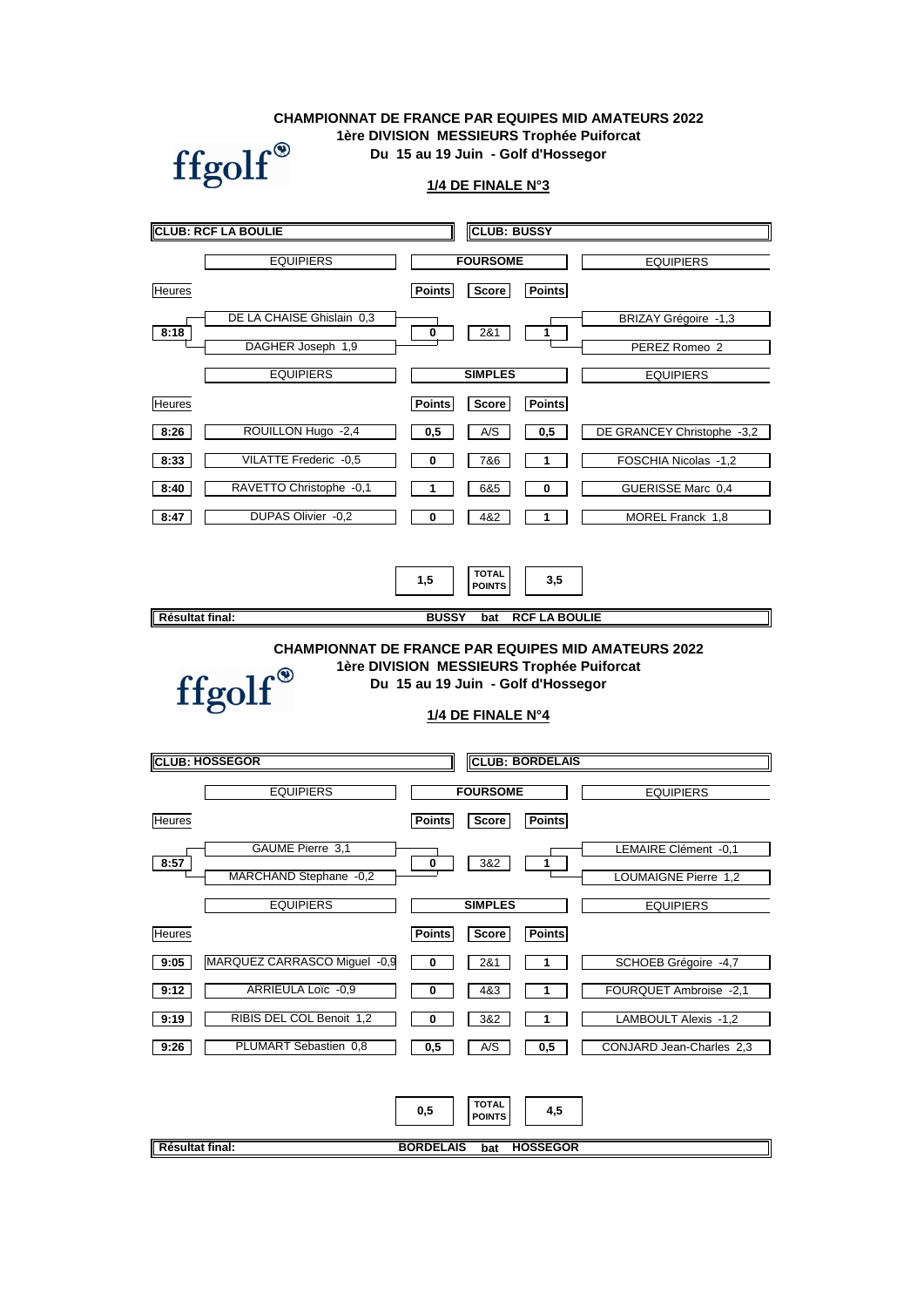ffgolf

**CHAMPIONNAT DE FRANCE PAR EQUIPES MID AMATEURS 2022**
**1ère DIVISION MESSIEURS Trophée Puiforcat**
**Du 15 au 19 Juin - Golf d'Hossegor**

## 1/4 DE FINALE N°3

| CLUB: RCF LA BOULIE | | | | | CLUB: BUSSY |
|---|---|---|---|---|---|
| | EQUIPIERS | | FOURSOME | | EQUIPIERS |
| Heures | | Points | Score | Points | |
| 8:18 | DE LA CHAISE Ghislain 0,3 / DAGHER Joseph 1,9 | 0 | 2&1 | 1 | BRIZAY Grégoire -1,3 / PEREZ Romeo 2 |
| | EQUIPIERS | | SIMPLES | | EQUIPIERS |
| Heures | | Points | Score | Points | |
| 8:26 | ROUILLON Hugo -2,4 | 0,5 | A/S | 0,5 | DE GRANCEY Christophe -3,2 |
| 8:33 | VILATTE Frederic -0,5 | 0 | 7&6 | 1 | FOSCHIA Nicolas -1,2 |
| 8:40 | RAVETTO Christophe -0,1 | 1 | 6&5 | 0 | GUERISSE Marc 0,4 |
| 8:47 | DUPAS Olivier -0,2 | 0 | 4&2 | 1 | MOREL Franck 1,8 |
| | | 1,5 | TOTAL POINTS | 3,5 | |

**Résultat final:** BUSSY bat RCF LA BOULIE

ffgolf

**CHAMPIONNAT DE FRANCE PAR EQUIPES MID AMATEURS 2022**
**1ère DIVISION MESSIEURS Trophée Puiforcat**
**Du 15 au 19 Juin - Golf d'Hossegor**

## 1/4 DE FINALE N°4

| CLUB: HOSSEGOR | | | | | CLUB: BORDELAIS |
|---|---|---|---|---|---|
| | EQUIPIERS | | FOURSOME | | EQUIPIERS |
| Heures | | Points | Score | Points | |
| 8:57 | GAUME Pierre 3,1 / MARCHAND Stephane -0,2 | 0 | 3&2 | 1 | LEMAIRE Clément -0,1 / LOUMAIGNE Pierre 1,2 |
| | EQUIPIERS | | SIMPLES | | EQUIPIERS |
| Heures | | Points | Score | Points | |
| 9:05 | MARQUEZ CARRASCO Miguel -0,9 | 0 | 2&1 | 1 | SCHOEB Grégoire -4,7 |
| 9:12 | ARRIEULA Loïc -0,9 | 0 | 4&3 | 1 | FOURQUET Ambroise -2,1 |
| 9:19 | RIBIS DEL COL Benoit 1,2 | 0 | 3&2 | 1 | LAMBOULT Alexis -1,2 |
| 9:26 | PLUMART Sebastien 0,8 | 0,5 | A/S | 0,5 | CONJARD Jean-Charles 2,3 |
| | | 0,5 | TOTAL POINTS | 4,5 | |

**Résultat final:** BORDELAIS bat HOSSEGOR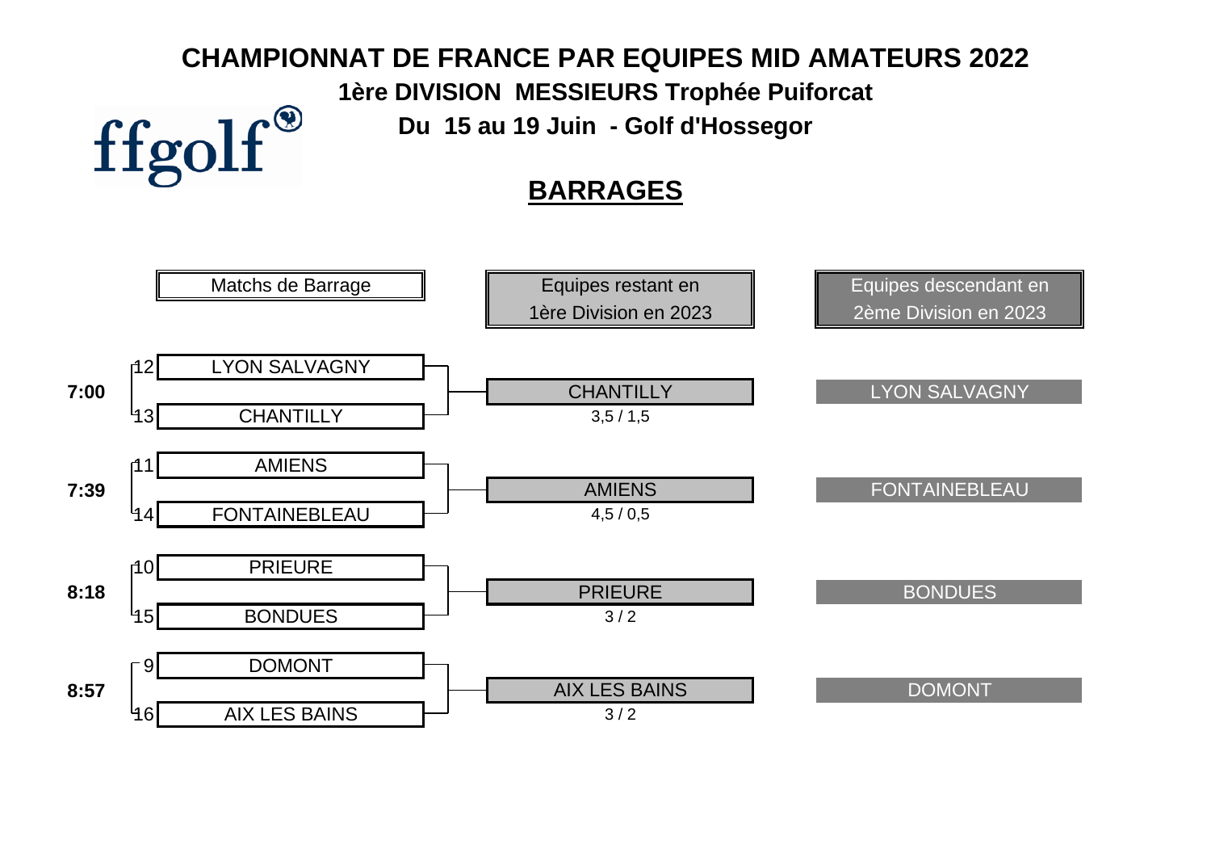# CHAMPIONNAT DE FRANCE PAR EQUIPES MID AMATEURS 2022

## 1ère DIVISION MESSIEURS Trophée Puiforcat

## Du 15 au 19 Juin - Golf d'Hossegor

ffgolf

## BARRAGES

| Heure | Matchs de Barrage | Equipes restant en 1ère Division en 2023 | Score | Equipes descendant en 2ème Division en 2023 |
|---|---|---|---|---|
| 7:00 | 12 LYON SALVAGNY / 13 CHANTILLY | CHANTILLY | 3,5 / 1,5 | LYON SALVAGNY |
| 7:39 | 11 AMIENS / 14 FONTAINEBLEAU | AMIENS | 4,5 / 0,5 | FONTAINEBLEAU |
| 8:18 | 10 PRIEURE / 15 BONDUES | PRIEURE | 3 / 2 | BONDUES |
| 8:57 | 9 DOMONT / 16 AIX LES BAINS | AIX LES BAINS | 3 / 2 | DOMONT |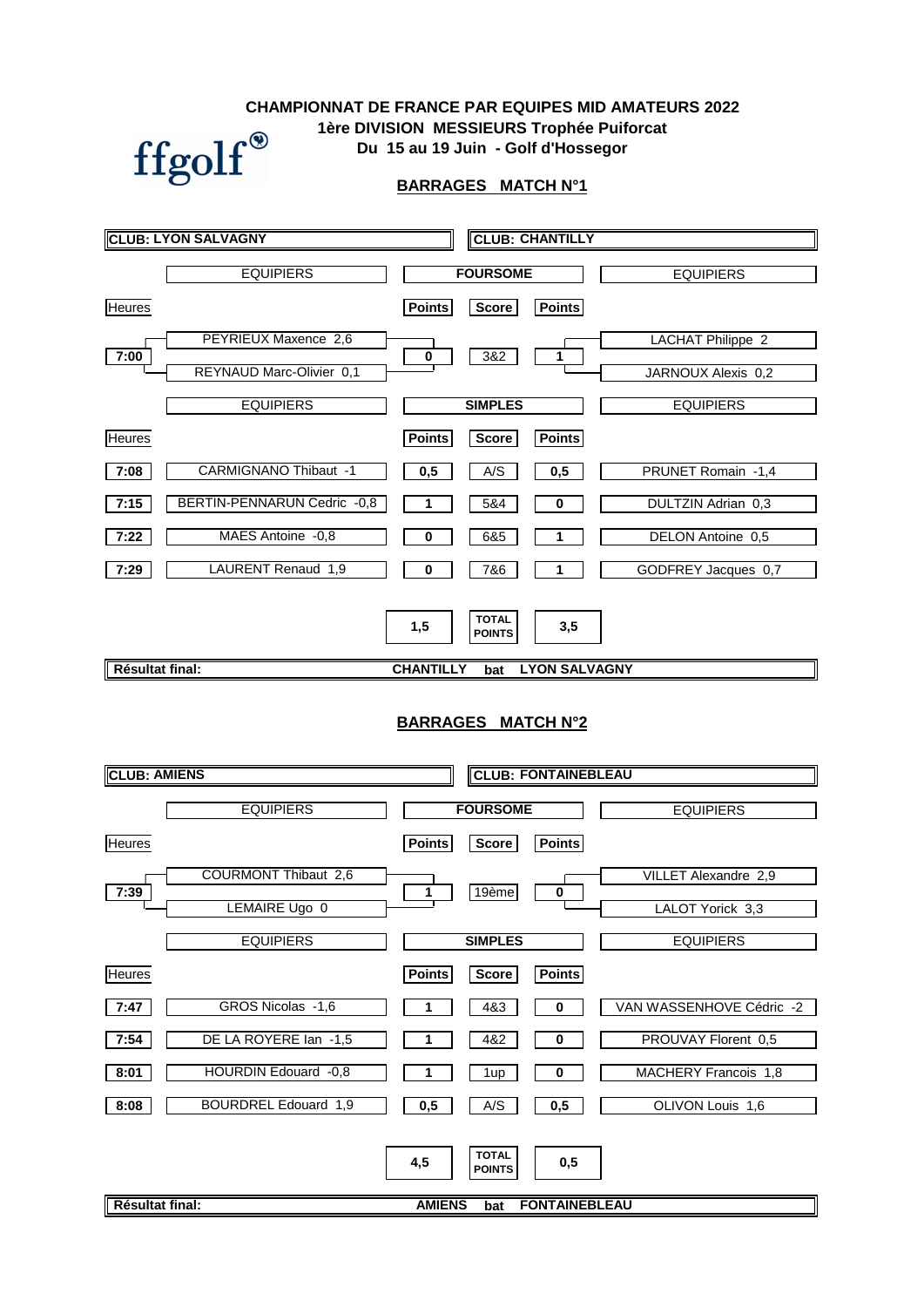ffgolf®

**CHAMPIONNAT DE FRANCE PAR EQUIPES MID AMATEURS 2022**
**1ère DIVISION MESSIEURS Trophée Puiforcat**
**Du 15 au 19 Juin - Golf d'Hossegor**

## BARRAGES MATCH N°1

| CLUB: LYON SALVAGNY | | | | | CLUB: CHANTILLY |
|---|---|---|---|---|---|
| | EQUIPIERS | FOURSOME | | | EQUIPIERS |
| Heures | | Points | Score | Points | |
| 7:00 | PEYRIEUX Maxence 2,6 / REYNAUD Marc-Olivier 0,1 | 0 | 3&2 | 1 | LACHAT Philippe 2 / JARNOUX Alexis 0,2 |
| | EQUIPIERS | SIMPLES | | | EQUIPIERS |
| Heures | | Points | Score | Points | |
| 7:08 | CARMIGNANO Thibaut -1 | 0,5 | A/S | 0,5 | PRUNET Romain -1,4 |
| 7:15 | BERTIN-PENNARUN Cedric -0,8 | 1 | 5&4 | 0 | DULTZIN Adrian 0,3 |
| 7:22 | MAES Antoine -0,8 | 0 | 6&5 | 1 | DELON Antoine 0,5 |
| 7:29 | LAURENT Renaud 1,9 | 0 | 7&6 | 1 | GODFREY Jacques 0,7 |
| | | 1,5 | TOTAL POINTS | 3,5 | |

**Résultat final:** CHANTILLY bat LYON SALVAGNY

## BARRAGES MATCH N°2

| CLUB: AMIENS | | | | | CLUB: FONTAINEBLEAU |
|---|---|---|---|---|---|
| | EQUIPIERS | FOURSOME | | | EQUIPIERS |
| Heures | | Points | Score | Points | |
| 7:39 | COURMONT Thibaut 2,6 / LEMAIRE Ugo 0 | 1 | 19ème | 0 | VILLET Alexandre 2,9 / LALOT Yorick 3,3 |
| | EQUIPIERS | SIMPLES | | | EQUIPIERS |
| Heures | | Points | Score | Points | |
| 7:47 | GROS Nicolas -1,6 | 1 | 4&3 | 0 | VAN WASSENHOVE Cédric -2 |
| 7:54 | DE LA ROYERE Ian -1,5 | 1 | 4&2 | 0 | PROUVAY Florent 0,5 |
| 8:01 | HOURDIN Edouard -0,8 | 1 | 1up | 0 | MACHERY Francois 1,8 |
| 8:08 | BOURDREL Edouard 1,9 | 0,5 | A/S | 0,5 | OLIVON Louis 1,6 |
| | | 4,5 | TOTAL POINTS | 0,5 | |

**Résultat final:** AMIENS bat FONTAINEBLEAU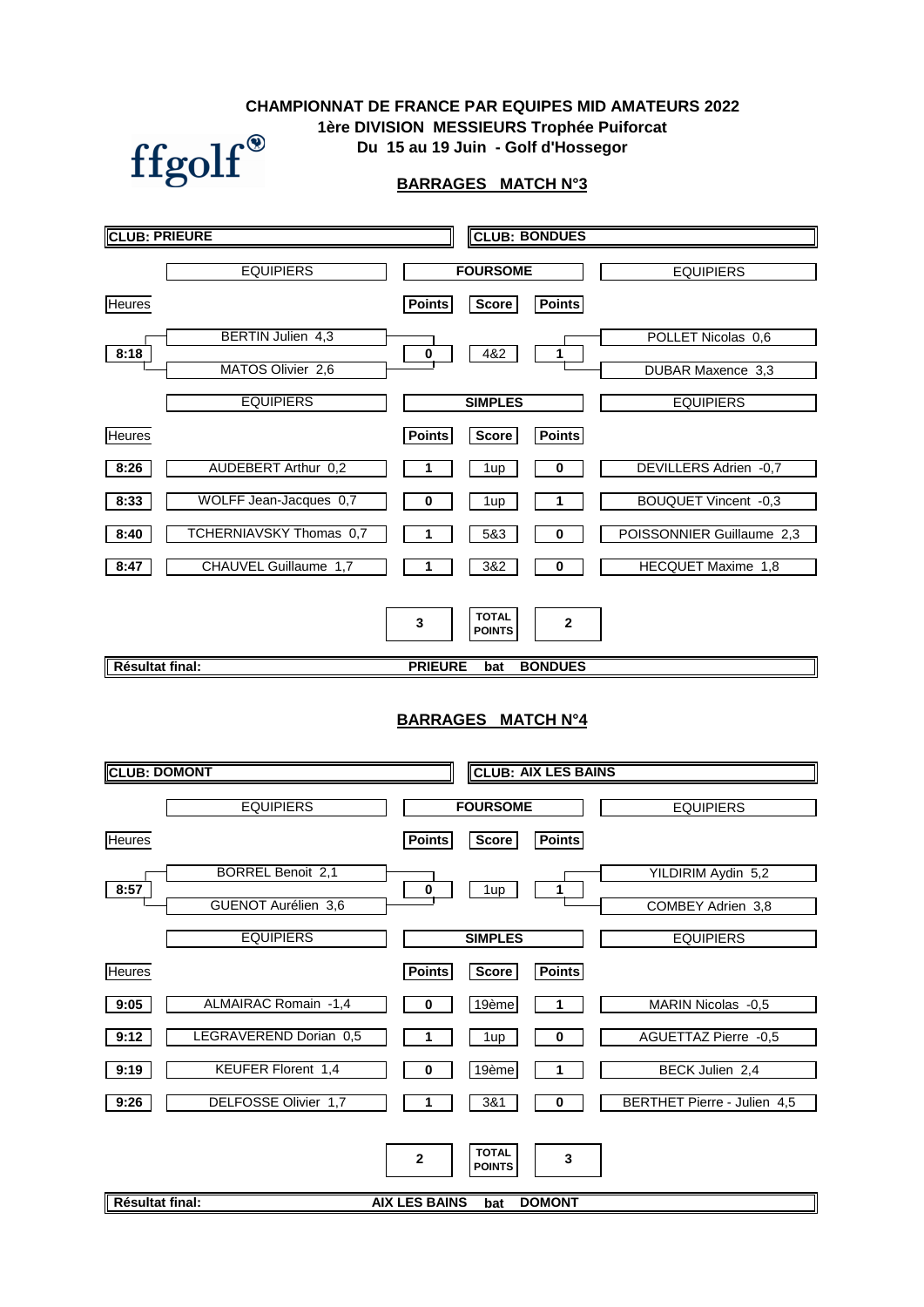**CHAMPIONNAT DE FRANCE PAR EQUIPES MID AMATEURS 2022**
**1ère DIVISION MESSIEURS Trophée Puiforcat**
**Du 15 au 19 Juin - Golf d'Hossegor**

ffgolf

## BARRAGES MATCH N°3

| CLUB: PRIEURE | | | | | CLUB: BONDUES |
|---|---|---|---|---|---|
| | EQUIPIERS | | FOURSOME | | EQUIPIERS |
| Heures | | Points | Score | Points | |
| 8:18 | BERTIN Julien 4,3 / MATOS Olivier 2,6 | 0 | 4&2 | 1 | POLLET Nicolas 0,6 / DUBAR Maxence 3,3 |
| | EQUIPIERS | | SIMPLES | | EQUIPIERS |
| Heures | | Points | Score | Points | |
| 8:26 | AUDEBERT Arthur 0,2 | 1 | 1up | 0 | DEVILLERS Adrien -0,7 |
| 8:33 | WOLFF Jean-Jacques 0,7 | 0 | 1up | 1 | BOUQUET Vincent -0,3 |
| 8:40 | TCHERNIAVSKY Thomas 0,7 | 1 | 5&3 | 0 | POISSONNIER Guillaume 2,3 |
| 8:47 | CHAUVEL Guillaume 1,7 | 1 | 3&2 | 0 | HECQUET Maxime 1,8 |
| | | 3 | TOTAL POINTS | 2 | |

**Résultat final:** PRIEURE bat BONDUES

## BARRAGES MATCH N°4

| CLUB: DOMONT | | | | | CLUB: AIX LES BAINS |
|---|---|---|---|---|---|
| | EQUIPIERS | | FOURSOME | | EQUIPIERS |
| Heures | | Points | Score | Points | |
| 8:57 | BORREL Benoit 2,1 / GUENOT Aurélien 3,6 | 0 | 1up | 1 | YILDIRIM Aydin 5,2 / COMBEY Adrien 3,8 |
| | EQUIPIERS | | SIMPLES | | EQUIPIERS |
| Heures | | Points | Score | Points | |
| 9:05 | ALMAIRAC Romain -1,4 | 0 | 19ème | 1 | MARIN Nicolas -0,5 |
| 9:12 | LEGRAVEREND Dorian 0,5 | 1 | 1up | 0 | AGUETTAZ Pierre -0,5 |
| 9:19 | KEUFER Florent 1,4 | 0 | 19ème | 1 | BECK Julien 2,4 |
| 9:26 | DELFOSSE Olivier 1,7 | 1 | 3&1 | 0 | BERTHET Pierre - Julien 4,5 |
| | | 2 | TOTAL POINTS | 3 | |

**Résultat final:** AIX LES BAINS bat DOMONT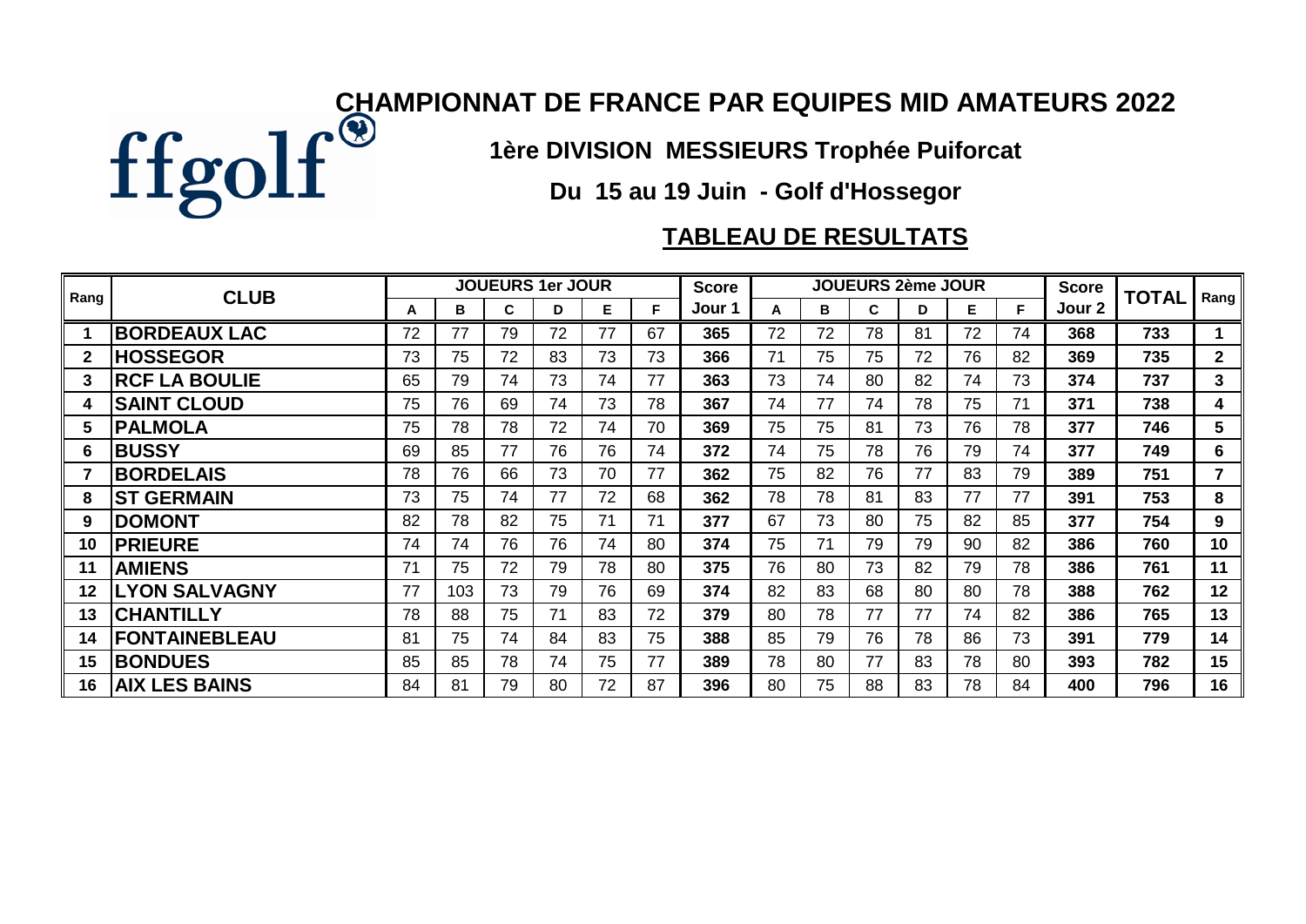ffgolf

# CHAMPIONNAT DE FRANCE PAR EQUIPES MID AMATEURS 2022

## 1ère DIVISION MESSIEURS Trophée Puiforcat

## Du 15 au 19 Juin - Golf d'Hossegor

## TABLEAU DE RESULTATS

| Rang | CLUB | JOUEURS 1er JOUR | | | | | | Score Jour 1 | JOUEURS 2ème JOUR | | | | | | Score Jour 2 | TOTAL | Rang |
|---|---|---|---|---|---|---|---|---|---|---|---|---|---|---|---|---|---|
| | | A | B | C | D | E | F | | A | B | C | D | E | F | | | |
| 1 | BORDEAUX LAC | 72 | 77 | 79 | 72 | 77 | 67 | 365 | 72 | 72 | 78 | 81 | 72 | 74 | 368 | 733 | 1 |
| 2 | HOSSEGOR | 73 | 75 | 72 | 83 | 73 | 73 | 366 | 71 | 75 | 75 | 72 | 76 | 82 | 369 | 735 | 2 |
| 3 | RCF LA BOULIE | 65 | 79 | 74 | 73 | 74 | 77 | 363 | 73 | 74 | 80 | 82 | 74 | 73 | 374 | 737 | 3 |
| 4 | SAINT CLOUD | 75 | 76 | 69 | 74 | 73 | 78 | 367 | 74 | 77 | 74 | 78 | 75 | 71 | 371 | 738 | 4 |
| 5 | PALMOLA | 75 | 78 | 78 | 72 | 74 | 70 | 369 | 75 | 75 | 81 | 73 | 76 | 78 | 377 | 746 | 5 |
| 6 | BUSSY | 69 | 85 | 77 | 76 | 76 | 74 | 372 | 74 | 75 | 78 | 76 | 79 | 74 | 377 | 749 | 6 |
| 7 | BORDELAIS | 78 | 76 | 66 | 73 | 70 | 77 | 362 | 75 | 82 | 76 | 77 | 83 | 79 | 389 | 751 | 7 |
| 8 | ST GERMAIN | 73 | 75 | 74 | 77 | 72 | 68 | 362 | 78 | 78 | 81 | 83 | 77 | 77 | 391 | 753 | 8 |
| 9 | DOMONT | 82 | 78 | 82 | 75 | 71 | 71 | 377 | 67 | 73 | 80 | 75 | 82 | 85 | 377 | 754 | 9 |
| 10 | PRIEURE | 74 | 74 | 76 | 76 | 74 | 80 | 374 | 75 | 71 | 79 | 79 | 90 | 82 | 386 | 760 | 10 |
| 11 | AMIENS | 71 | 75 | 72 | 79 | 78 | 80 | 375 | 76 | 80 | 73 | 82 | 79 | 78 | 386 | 761 | 11 |
| 12 | LYON SALVAGNY | 77 | 103 | 73 | 79 | 76 | 69 | 374 | 82 | 83 | 68 | 80 | 80 | 78 | 388 | 762 | 12 |
| 13 | CHANTILLY | 78 | 88 | 75 | 71 | 83 | 72 | 379 | 80 | 78 | 77 | 77 | 74 | 82 | 386 | 765 | 13 |
| 14 | FONTAINEBLEAU | 81 | 75 | 74 | 84 | 83 | 75 | 388 | 85 | 79 | 76 | 78 | 86 | 73 | 391 | 779 | 14 |
| 15 | BONDUES | 85 | 85 | 78 | 74 | 75 | 77 | 389 | 78 | 80 | 77 | 83 | 78 | 80 | 393 | 782 | 15 |
| 16 | AIX LES BAINS | 84 | 81 | 79 | 80 | 72 | 87 | 396 | 80 | 75 | 88 | 83 | 78 | 84 | 400 | 796 | 16 |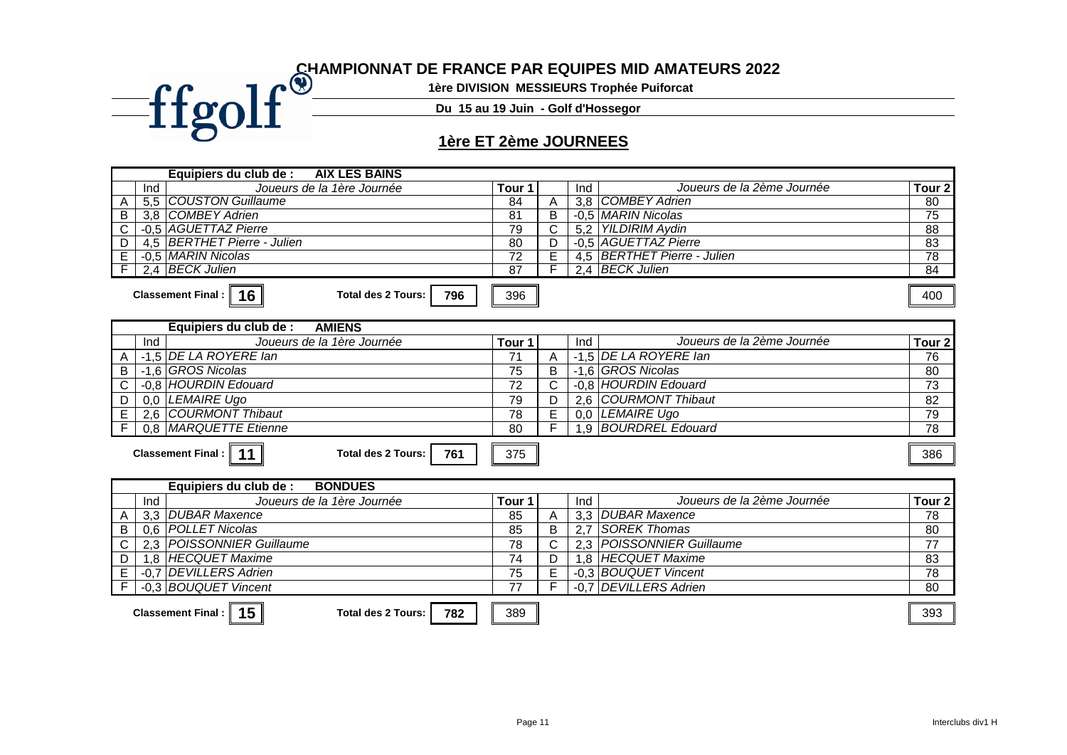# CHAMPIONNAT DE FRANCE PAR EQUIPES MID AMATEURS 2022

**1ère DIVISION MESSIEURS Trophée Puiforcat**

**Du 15 au 19 Juin - Golf d'Hossegor**

## 1ère ET 2ème JOURNEES

**Equipiers du club de : AIX LES BAINS**

| | Ind | Joueurs de la 1ère Journée | Tour 1 | | Ind | Joueurs de la 2ème Journée | Tour 2 |
|---|---|---|---|---|---|---|---|
| A | 5,5 | *COUSTON Guillaume* | 84 | A | 3,8 | *COMBEY Adrien* | 80 |
| B | 3,8 | *COMBEY Adrien* | 81 | B | -0,5 | *MARIN Nicolas* | 75 |
| C | -0,5 | *AGUETTAZ Pierre* | 79 | C | 5,2 | *YILDIRIM Aydin* | 88 |
| D | 4,5 | *BERTHET Pierre - Julien* | 80 | D | -0,5 | *AGUETTAZ Pierre* | 83 |
| E | -0,5 | *MARIN Nicolas* | 72 | E | 4,5 | *BERTHET Pierre - Julien* | 78 |
| F | 2,4 | *BECK Julien* | 87 | F | 2,4 | *BECK Julien* | 84 |

**Classement Final : 16** **Total des 2 Tours: 796** | 396 | 400

**Equipiers du club de : AMIENS**

| | Ind | Joueurs de la 1ère Journée | Tour 1 | | Ind | Joueurs de la 2ème Journée | Tour 2 |
|---|---|---|---|---|---|---|---|
| A | -1,5 | *DE LA ROYERE Ian* | 71 | A | -1,5 | *DE LA ROYERE Ian* | 76 |
| B | -1,6 | *GROS Nicolas* | 75 | B | -1,6 | *GROS Nicolas* | 80 |
| C | -0,8 | *HOURDIN Edouard* | 72 | C | -0,8 | *HOURDIN Edouard* | 73 |
| D | 0,0 | *LEMAIRE Ugo* | 79 | D | 2,6 | *COURMONT Thibaut* | 82 |
| E | 2,6 | *COURMONT Thibaut* | 78 | E | 0,0 | *LEMAIRE Ugo* | 79 |
| F | 0,8 | *MARQUETTE Etienne* | 80 | F | 1,9 | *BOURDREL Edouard* | 78 |

**Classement Final : 11** **Total des 2 Tours: 761** | 375 | 386

**Equipiers du club de : BONDUES**

| | Ind | Joueurs de la 1ère Journée | Tour 1 | | Ind | Joueurs de la 2ème Journée | Tour 2 |
|---|---|---|---|---|---|---|---|
| A | 3,3 | *DUBAR Maxence* | 85 | A | 3,3 | *DUBAR Maxence* | 78 |
| B | 0,6 | *POLLET Nicolas* | 85 | B | 2,7 | *SOREK Thomas* | 80 |
| C | 2,3 | *POISSONNIER Guillaume* | 78 | C | 2,3 | *POISSONNIER Guillaume* | 77 |
| D | 1,8 | *HECQUET Maxime* | 74 | D | 1,8 | *HECQUET Maxime* | 83 |
| E | -0,7 | *DEVILLERS Adrien* | 75 | E | -0,3 | *BOUQUET Vincent* | 78 |
| F | -0,3 | *BOUQUET Vincent* | 77 | F | -0,7 | *DEVILLERS Adrien* | 80 |

**Classement Final : 15** **Total des 2 Tours: 782** | 389 | 393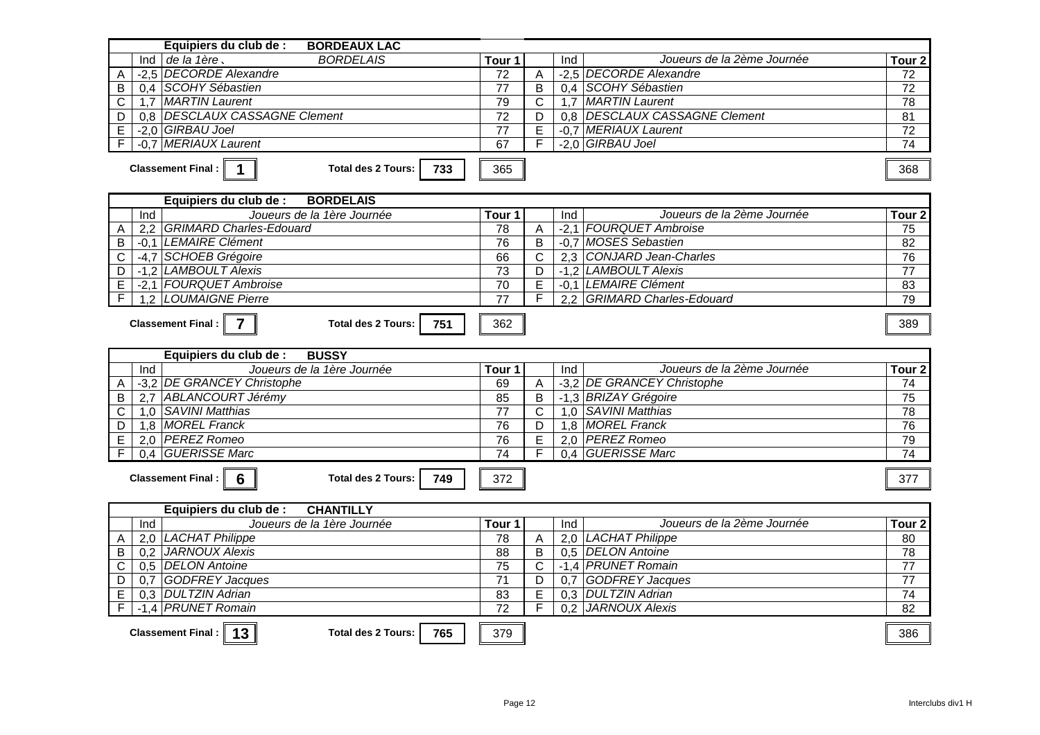## Equipiers du club de : BORDEAUX LAC

| | Ind | de la 1ère . BORDELAIS | Tour 1 | | Ind | Joueurs de la 2ème Journée | Tour 2 |
|---|---|---|---|---|---|---|---|
| A | -2,5 | DECORDE Alexandre | 72 | A | -2,5 | DECORDE Alexandre | 72 |
| B | 0,4 | SCOHY Sébastien | 77 | B | 0,4 | SCOHY Sébastien | 72 |
| C | 1,7 | MARTIN Laurent | 79 | C | 1,7 | MARTIN Laurent | 78 |
| D | 0,8 | DESCLAUX CASSAGNE Clement | 72 | D | 0,8 | DESCLAUX CASSAGNE Clement | 81 |
| E | -2,0 | GIRBAU Joel | 77 | E | -0,7 | MERIAUX Laurent | 72 |
| F | -0,7 | MERIAUX Laurent | 67 | F | -2,0 | GIRBAU Joel | 74 |

**Classement Final : 1** — **Total des 2 Tours: 733** — Tour 1 : 365 — Tour 2 : 368

## Equipiers du club de : BORDELAIS

| | Ind | Joueurs de la 1ère Journée | Tour 1 | | Ind | Joueurs de la 2ème Journée | Tour 2 |
|---|---|---|---|---|---|---|---|
| A | 2,2 | GRIMARD Charles-Edouard | 78 | A | -2,1 | FOURQUET Ambroise | 75 |
| B | -0,1 | LEMAIRE Clément | 76 | B | -0,7 | MOSES Sebastien | 82 |
| C | -4,7 | SCHOEB Grégoire | 66 | C | 2,3 | CONJARD Jean-Charles | 76 |
| D | -1,2 | LAMBOULT Alexis | 73 | D | -1,2 | LAMBOULT Alexis | 77 |
| E | -2,1 | FOURQUET Ambroise | 70 | E | -0,1 | LEMAIRE Clément | 83 |
| F | 1,2 | LOUMAIGNE Pierre | 77 | F | 2,2 | GRIMARD Charles-Edouard | 79 |

**Classement Final : 7** — **Total des 2 Tours: 751** — Tour 1 : 362 — Tour 2 : 389

## Equipiers du club de : BUSSY

| | Ind | Joueurs de la 1ère Journée | Tour 1 | | Ind | Joueurs de la 2ème Journée | Tour 2 |
|---|---|---|---|---|---|---|---|
| A | -3,2 | DE GRANCEY Christophe | 69 | A | -3,2 | DE GRANCEY Christophe | 74 |
| B | 2,7 | ABLANCOURT Jérémy | 85 | B | -1,3 | BRIZAY Grégoire | 75 |
| C | 1,0 | SAVINI Matthias | 77 | C | 1,0 | SAVINI Matthias | 78 |
| D | 1,8 | MOREL Franck | 76 | D | 1,8 | MOREL Franck | 76 |
| E | 2,0 | PEREZ Romeo | 76 | E | 2,0 | PEREZ Romeo | 79 |
| F | 0,4 | GUERISSE Marc | 74 | F | 0,4 | GUERISSE Marc | 74 |

**Classement Final : 6** — **Total des 2 Tours: 749** — Tour 1 : 372 — Tour 2 : 377

## Equipiers du club de : CHANTILLY

| | Ind | Joueurs de la 1ère Journée | Tour 1 | | Ind | Joueurs de la 2ème Journée | Tour 2 |
|---|---|---|---|---|---|---|---|
| A | 2,0 | LACHAT Philippe | 78 | A | 2,0 | LACHAT Philippe | 80 |
| B | 0,2 | JARNOUX Alexis | 88 | B | 0,5 | DELON Antoine | 78 |
| C | 0,5 | DELON Antoine | 75 | C | -1,4 | PRUNET Romain | 77 |
| D | 0,7 | GODFREY Jacques | 71 | D | 0,7 | GODFREY Jacques | 77 |
| E | 0,3 | DULTZIN Adrian | 83 | E | 0,3 | DULTZIN Adrian | 74 |
| F | -1,4 | PRUNET Romain | 72 | F | 0,2 | JARNOUX Alexis | 82 |

**Classement Final : 13** — **Total des 2 Tours: 765** — Tour 1 : 379 — Tour 2 : 386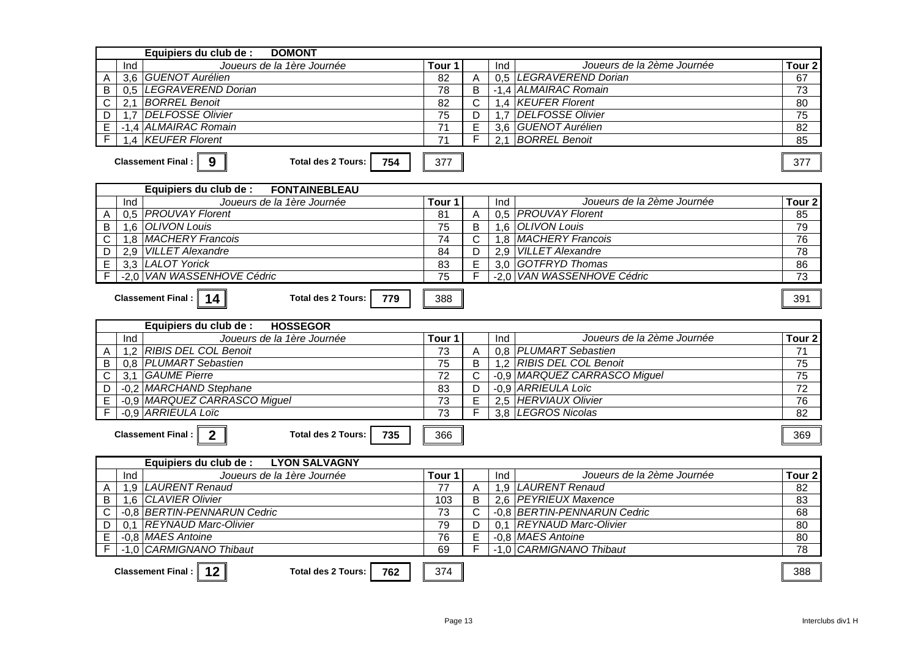## Equipiers du club de : DOMONT

| | Ind | Joueurs de la 1ère Journée | Tour 1 | | Ind | Joueurs de la 2ème Journée | Tour 2 |
|---|---|---|---|---|---|---|---|
| A | 3,6 | *GUENOT Aurélien* | 82 | A | 0,5 | *LEGRAVEREND Dorian* | 67 |
| B | 0,5 | *LEGRAVEREND Dorian* | 78 | B | -1,4 | *ALMAIRAC Romain* | 73 |
| C | 2,1 | *BORREL Benoit* | 82 | C | 1,4 | *KEUFER Florent* | 80 |
| D | 1,7 | *DELFOSSE Olivier* | 75 | D | 1,7 | *DELFOSSE Olivier* | 75 |
| E | -1,4 | *ALMAIRAC Romain* | 71 | E | 3,6 | *GUENOT Aurélien* | 82 |
| F | 1,4 | *KEUFER Florent* | 71 | F | 2,1 | *BORREL Benoit* | 85 |
| | | | 377 | | | | 377 |

**Classement Final : 9** — **Total des 2 Tours : 754**

## Equipiers du club de : FONTAINEBLEAU

| | Ind | Joueurs de la 1ère Journée | Tour 1 | | Ind | Joueurs de la 2ème Journée | Tour 2 |
|---|---|---|---|---|---|---|---|
| A | 0,5 | *PROUVAY Florent* | 81 | A | 0,5 | *PROUVAY Florent* | 85 |
| B | 1,6 | *OLIVON Louis* | 75 | B | 1,6 | *OLIVON Louis* | 79 |
| C | 1,8 | *MACHERY Francois* | 74 | C | 1,8 | *MACHERY Francois* | 76 |
| D | 2,9 | *VILLET Alexandre* | 84 | D | 2,9 | *VILLET Alexandre* | 78 |
| E | 3,3 | *LALOT Yorick* | 83 | E | 3,0 | *GOTFRYD Thomas* | 86 |
| F | -2,0 | *VAN WASSENHOVE Cédric* | 75 | F | -2,0 | *VAN WASSENHOVE Cédric* | 73 |
| | | | 388 | | | | 391 |

**Classement Final : 14** — **Total des 2 Tours : 779**

## Equipiers du club de : HOSSEGOR

| | Ind | Joueurs de la 1ère Journée | Tour 1 | | Ind | Joueurs de la 2ème Journée | Tour 2 |
|---|---|---|---|---|---|---|---|
| A | 1,2 | *RIBIS DEL COL Benoit* | 73 | A | 0,8 | *PLUMART Sebastien* | 71 |
| B | 0,8 | *PLUMART Sebastien* | 75 | B | 1,2 | *RIBIS DEL COL Benoit* | 75 |
| C | 3,1 | *GAUME Pierre* | 72 | C | -0,9 | *MARQUEZ CARRASCO Miguel* | 75 |
| D | -0,2 | *MARCHAND Stephane* | 83 | D | -0,9 | *ARRIEULA Loïc* | 72 |
| E | -0,9 | *MARQUEZ CARRASCO Miguel* | 73 | E | 2,5 | *HERVIAUX Olivier* | 76 |
| F | -0,9 | *ARRIEULA Loïc* | 73 | F | 3,8 | *LEGROS Nicolas* | 82 |
| | | | 366 | | | | 369 |

**Classement Final : 2** — **Total des 2 Tours : 735**

## Equipiers du club de : LYON SALVAGNY

| | Ind | Joueurs de la 1ère Journée | Tour 1 | | Ind | Joueurs de la 2ème Journée | Tour 2 |
|---|---|---|---|---|---|---|---|
| A | 1,9 | *LAURENT Renaud* | 77 | A | 1,9 | *LAURENT Renaud* | 82 |
| B | 1,6 | *CLAVIER Olivier* | 103 | B | 2,6 | *PEYRIEUX Maxence* | 83 |
| C | -0,8 | *BERTIN-PENNARUN Cedric* | 73 | C | -0,8 | *BERTIN-PENNARUN Cedric* | 68 |
| D | 0,1 | *REYNAUD Marc-Olivier* | 79 | D | 0,1 | *REYNAUD Marc-Olivier* | 80 |
| E | -0,8 | *MAES Antoine* | 76 | E | -0,8 | *MAES Antoine* | 80 |
| F | -1,0 | *CARMIGNANO Thibaut* | 69 | F | -1,0 | *CARMIGNANO Thibaut* | 78 |
| | | | 374 | | | | 388 |

**Classement Final : 12** — **Total des 2 Tours : 762**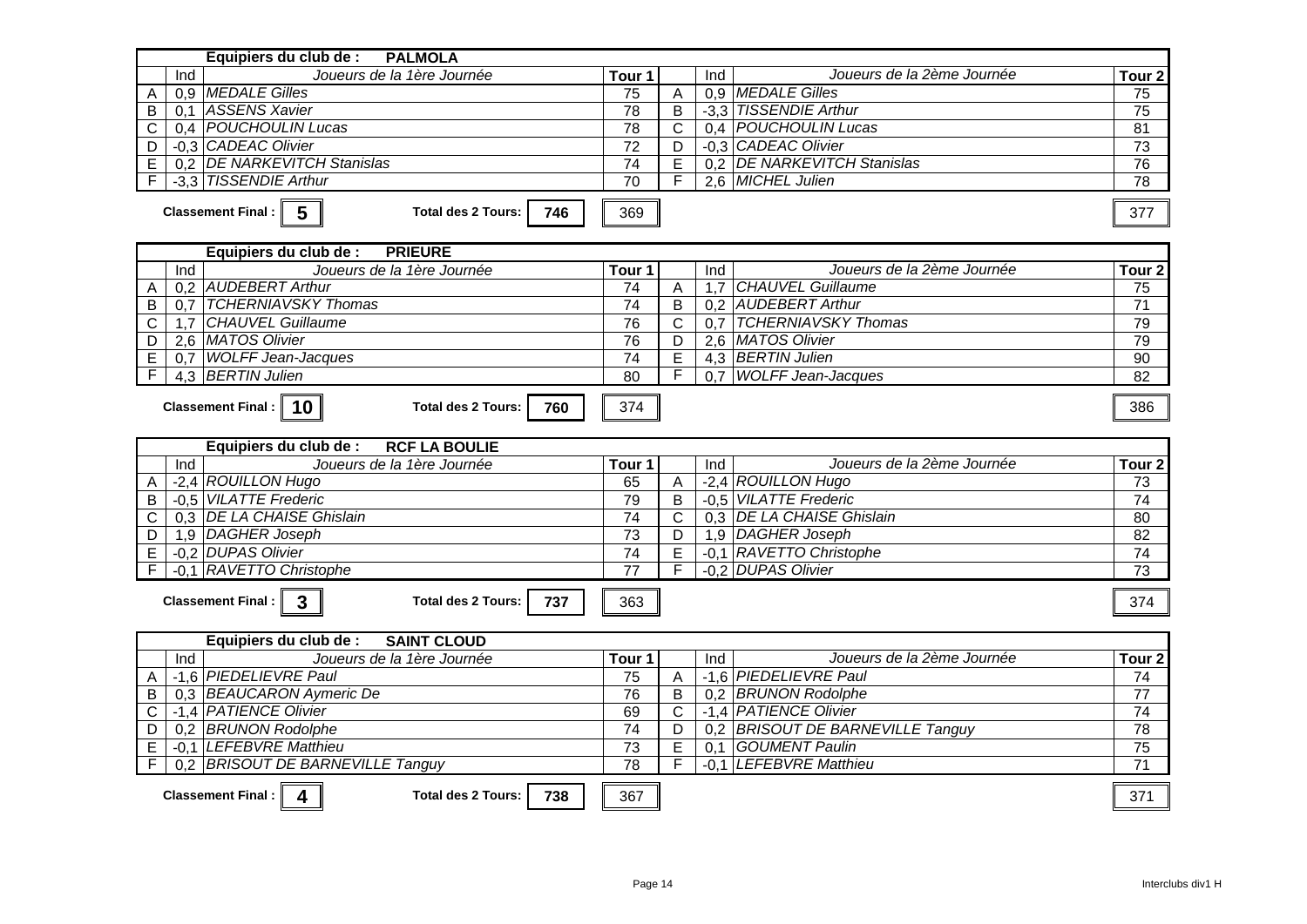**Equipiers du club de : PALMOLA**

| | Ind | Joueurs de la 1ère Journée | Tour 1 | | Ind | Joueurs de la 2ème Journée | Tour 2 |
|---|---|---|---|---|---|---|---|
| A | 0,9 | *MEDALE Gilles* | 75 | A | 0,9 | *MEDALE Gilles* | 75 |
| B | 0,1 | *ASSENS Xavier* | 78 | B | -3,3 | *TISSENDIE Arthur* | 75 |
| C | 0,4 | *POUCHOULIN Lucas* | 78 | C | 0,4 | *POUCHOULIN Lucas* | 81 |
| D | -0,3 | *CADEAC Olivier* | 72 | D | -0,3 | *CADEAC Olivier* | 73 |
| E | 0,2 | *DE NARKEVITCH Stanislas* | 74 | E | 0,2 | *DE NARKEVITCH Stanislas* | 76 |
| F | -3,3 | *TISSENDIE Arthur* | 70 | F | 2,6 | *MICHEL Julien* | 78 |

**Classement Final : 5** **Total des 2 Tours: 746** 369 377

**Equipiers du club de : PRIEURE**

| | Ind | Joueurs de la 1ère Journée | Tour 1 | | Ind | Joueurs de la 2ème Journée | Tour 2 |
|---|---|---|---|---|---|---|---|
| A | 0,2 | *AUDEBERT Arthur* | 74 | A | 1,7 | *CHAUVEL Guillaume* | 75 |
| B | 0,7 | *TCHERNIAVSKY Thomas* | 74 | B | 0,2 | *AUDEBERT Arthur* | 71 |
| C | 1,7 | *CHAUVEL Guillaume* | 76 | C | 0,7 | *TCHERNIAVSKY Thomas* | 79 |
| D | 2,6 | *MATOS Olivier* | 76 | D | 2,6 | *MATOS Olivier* | 79 |
| E | 0,7 | *WOLFF Jean-Jacques* | 74 | E | 4,3 | *BERTIN Julien* | 90 |
| F | 4,3 | *BERTIN Julien* | 80 | F | 0,7 | *WOLFF Jean-Jacques* | 82 |

**Classement Final : 10** **Total des 2 Tours: 760** 374 386

**Equipiers du club de : RCF LA BOULIE**

| | Ind | Joueurs de la 1ère Journée | Tour 1 | | Ind | Joueurs de la 2ème Journée | Tour 2 |
|---|---|---|---|---|---|---|---|
| A | -2,4 | *ROUILLON Hugo* | 65 | A | -2,4 | *ROUILLON Hugo* | 73 |
| B | -0,5 | *VILATTE Frederic* | 79 | B | -0,5 | *VILATTE Frederic* | 74 |
| C | 0,3 | *DE LA CHAISE Ghislain* | 74 | C | 0,3 | *DE LA CHAISE Ghislain* | 80 |
| D | 1,9 | *DAGHER Joseph* | 73 | D | 1,9 | *DAGHER Joseph* | 82 |
| E | -0,2 | *DUPAS Olivier* | 74 | E | -0,1 | *RAVETTO Christophe* | 74 |
| F | -0,1 | *RAVETTO Christophe* | 77 | F | -0,2 | *DUPAS Olivier* | 73 |

**Classement Final : 3** **Total des 2 Tours: 737** 363 374

**Equipiers du club de : SAINT CLOUD**

| | Ind | Joueurs de la 1ère Journée | Tour 1 | | Ind | Joueurs de la 2ème Journée | Tour 2 |
|---|---|---|---|---|---|---|---|
| A | -1,6 | *PIEDELIEVRE Paul* | 75 | A | -1,6 | *PIEDELIEVRE Paul* | 74 |
| B | 0,3 | *BEAUCARON Aymeric De* | 76 | B | 0,2 | *BRUNON Rodolphe* | 77 |
| C | -1,4 | *PATIENCE Olivier* | 69 | C | -1,4 | *PATIENCE Olivier* | 74 |
| D | 0,2 | *BRUNON Rodolphe* | 74 | D | 0,2 | *BRISOUT DE BARNEVILLE Tanguy* | 78 |
| E | -0,1 | *LEFEBVRE Matthieu* | 73 | E | 0,1 | *GOUMENT Paulin* | 75 |
| F | 0,2 | *BRISOUT DE BARNEVILLE Tanguy* | 78 | F | -0,1 | *LEFEBVRE Matthieu* | 71 |

**Classement Final : 4** **Total des 2 Tours: 738** 367 371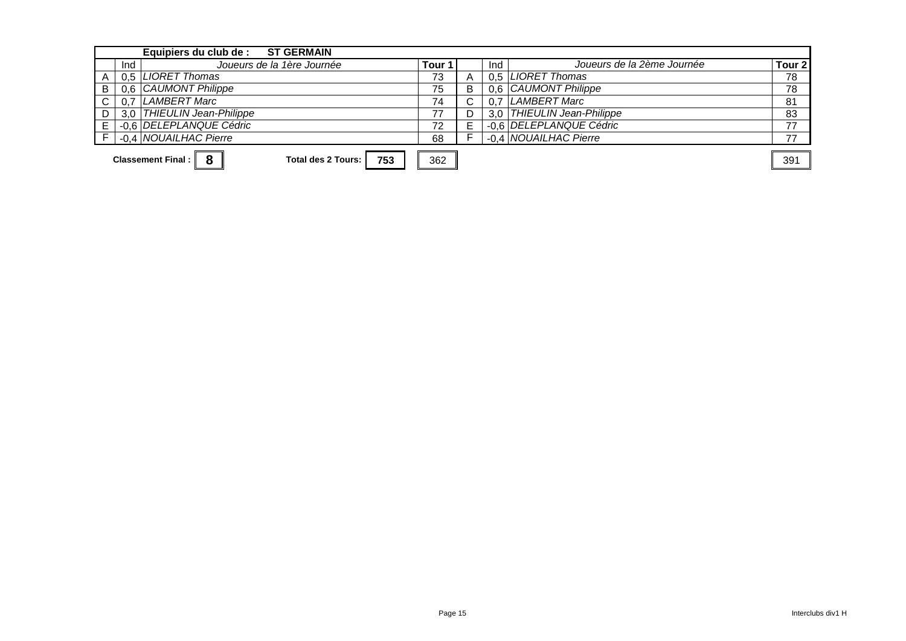| | | **Equipiers du club de : ST GERMAIN** | | | | | | |
|---|---|---|---|---|---|---|---|---|
| | Ind | *Joueurs de la 1ère Journée* | **Tour 1** | | Ind | *Joueurs de la 2ème Journée* | **Tour 2** |
| A | 0,5 | *LIORET Thomas* | 73 | A | 0,5 | *LIORET Thomas* | 78 |
| B | 0,6 | *CAUMONT Philippe* | 75 | B | 0,6 | *CAUMONT Philippe* | 78 |
| C | 0,7 | *LAMBERT Marc* | 74 | C | 0,7 | *LAMBERT Marc* | 81 |
| D | 3,0 | *THIEULIN Jean-Philippe* | 77 | D | 3,0 | *THIEULIN Jean-Philippe* | 83 |
| E | -0,6 | *DELEPLANQUE Cédric* | 72 | E | -0,6 | *DELEPLANQUE Cédric* | 77 |
| F | -0,4 | *NOUAILHAC Pierre* | 68 | F | -0,4 | *NOUAILHAC Pierre* | 77 |

**Classement Final :** **8** **Total des 2 Tours:** **753** 362 391